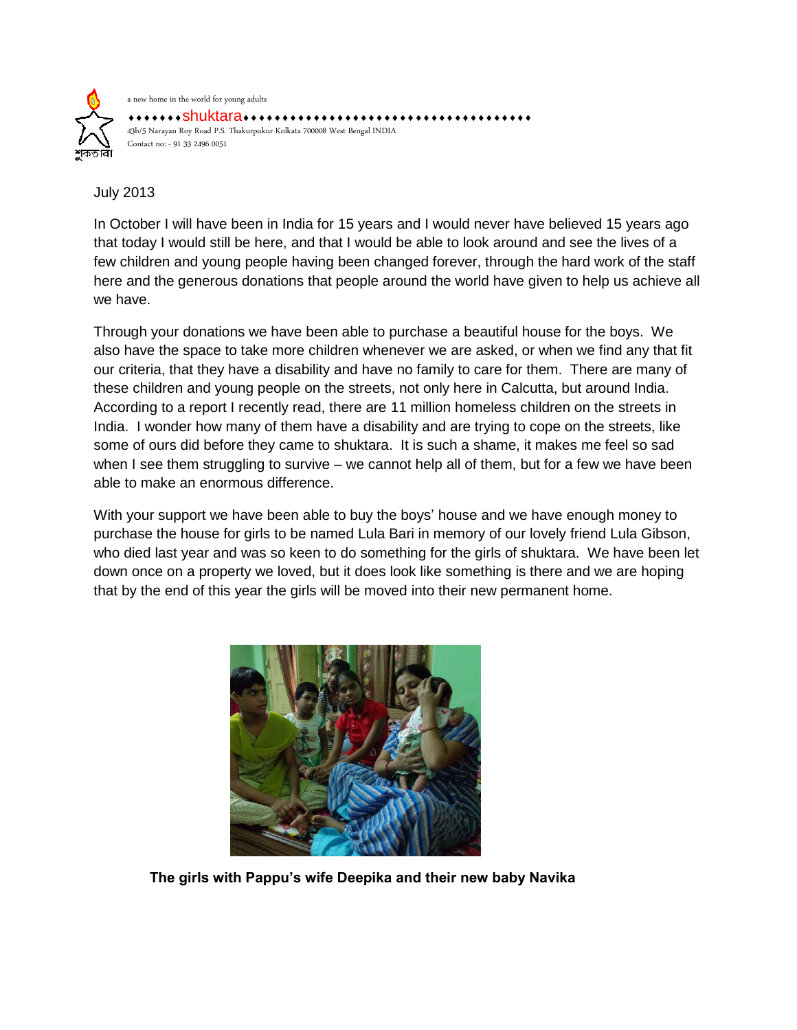a new home in the world for young adults

♦♦♦♦♦♦♦shuktara♦♦♦♦♦♦♦♦♦♦♦♦♦♦♦♦♦♦♦♦♦♦♦♦♦♦♦♦♦♦♦♦♦♦♦♦♦♦♦

43b/5 Narayan Roy Road P.S. Thakurpukur Kolkata 700008 West Bengal INDIA

Contact no: - 91 33 2496 0051

July 2013

In October I will have been in India for 15 years and I would never have believed 15 years ago that today I would still be here, and that I would be able to look around and see the lives of a few children and young people having been changed forever, through the hard work of the staff here and the generous donations that people around the world have given to help us achieve all we have.

Through your donations we have been able to purchase a beautiful house for the boys. We also have the space to take more children whenever we are asked, or when we find any that fit our criteria, that they have a disability and have no family to care for them. There are many of these children and young people on the streets, not only here in Calcutta, but around India. According to a report I recently read, there are 11 million homeless children on the streets in India. I wonder how many of them have a disability and are trying to cope on the streets, like some of ours did before they came to shuktara. It is such a shame, it makes me feel so sad when I see them struggling to survive – we cannot help all of them, but for a few we have been able to make an enormous difference.

With your support we have been able to buy the boys' house and we have enough money to purchase the house for girls to be named Lula Bari in memory of our lovely friend Lula Gibson, who died last year and was so keen to do something for the girls of shuktara. We have been let down once on a property we loved, but it does look like something is there and we are hoping that by the end of this year the girls will be moved into their new permanent home.

**The girls with Pappu's wife Deepika and their new baby Navika**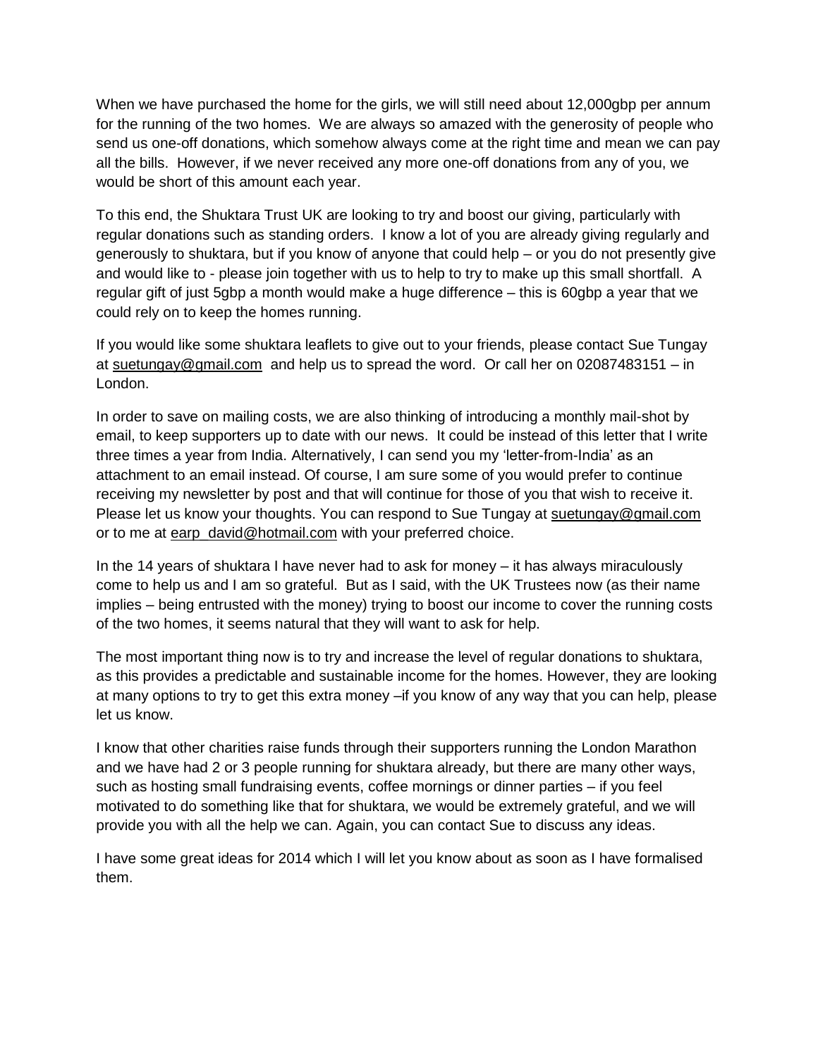When we have purchased the home for the girls, we will still need about 12,000gbp per annum for the running of the two homes. We are always so amazed with the generosity of people who send us one-off donations, which somehow always come at the right time and mean we can pay all the bills. However, if we never received any more one-off donations from any of you, we would be short of this amount each year.

To this end, the Shuktara Trust UK are looking to try and boost our giving, particularly with regular donations such as standing orders. I know a lot of you are already giving regularly and generously to shuktara, but if you know of anyone that could help – or you do not presently give and would like to - please join together with us to help to try to make up this small shortfall. A regular gift of just 5gbp a month would make a huge difference – this is 60gbp a year that we could rely on to keep the homes running.

If you would like some shuktara leaflets to give out to your friends, please contact Sue Tungay at suetungay@gmail.com and help us to spread the word. Or call her on 02087483151 – in London.

In order to save on mailing costs, we are also thinking of introducing a monthly mail-shot by email, to keep supporters up to date with our news. It could be instead of this letter that I write three times a year from India. Alternatively, I can send you my 'letter-from-India' as an attachment to an email instead. Of course, I am sure some of you would prefer to continue receiving my newsletter by post and that will continue for those of you that wish to receive it. Please let us know your thoughts. You can respond to Sue Tungay at suetungay@gmail.com or to me at earp_david@hotmail.com with your preferred choice.

In the 14 years of shuktara I have never had to ask for money – it has always miraculously come to help us and I am so grateful. But as I said, with the UK Trustees now (as their name implies – being entrusted with the money) trying to boost our income to cover the running costs of the two homes, it seems natural that they will want to ask for help.

The most important thing now is to try and increase the level of regular donations to shuktara, as this provides a predictable and sustainable income for the homes. However, they are looking at many options to try to get this extra money –if you know of any way that you can help, please let us know.

I know that other charities raise funds through their supporters running the London Marathon and we have had 2 or 3 people running for shuktara already, but there are many other ways, such as hosting small fundraising events, coffee mornings or dinner parties – if you feel motivated to do something like that for shuktara, we would be extremely grateful, and we will provide you with all the help we can. Again, you can contact Sue to discuss any ideas.

I have some great ideas for 2014 which I will let you know about as soon as I have formalised them.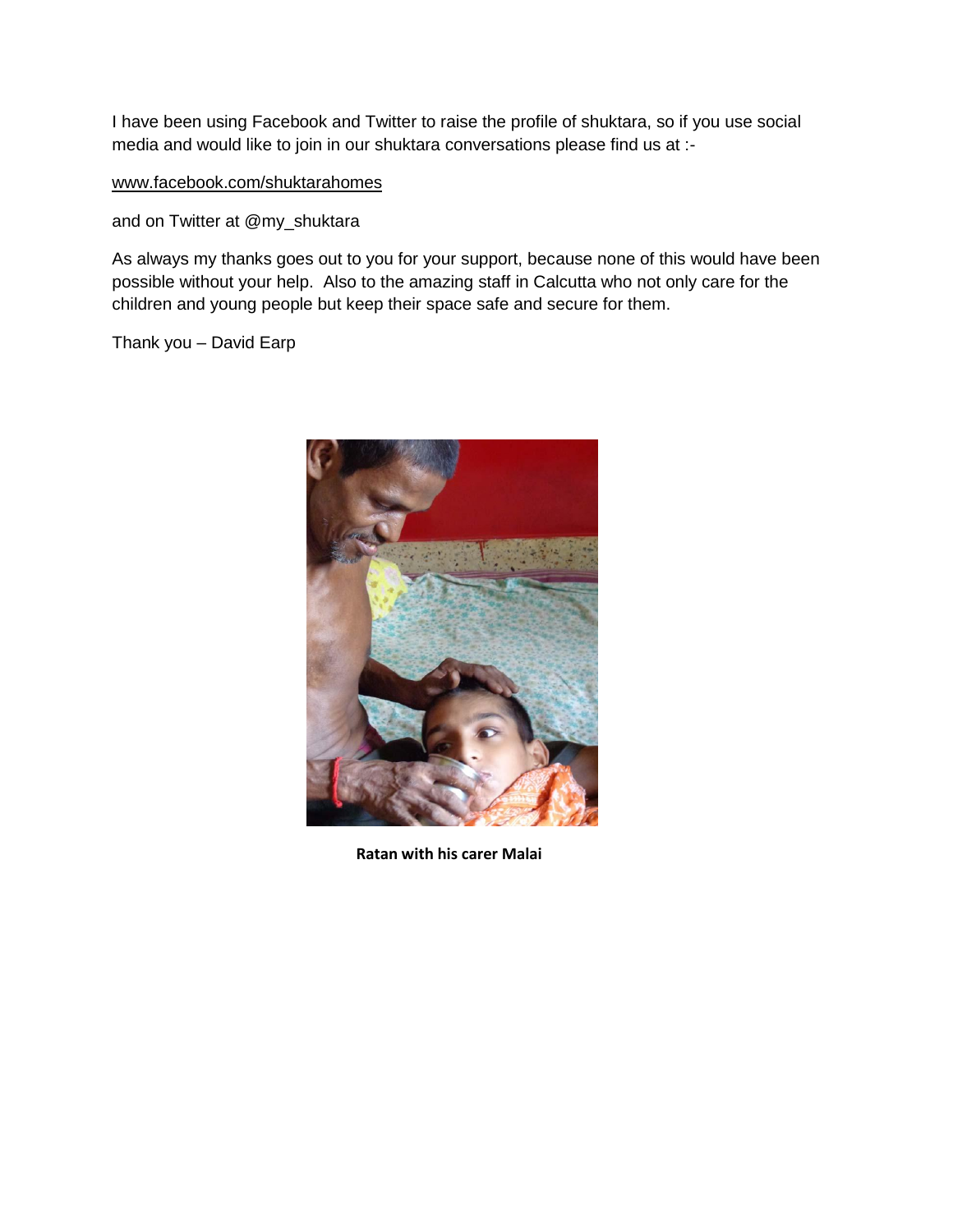I have been using Facebook and Twitter to raise the profile of shuktara, so if you use social media and would like to join in our shuktara conversations please find us at :-

www.facebook.com/shuktarahomes

and on Twitter at @my_shuktara

As always my thanks goes out to you for your support, because none of this would have been possible without your help.  Also to the amazing staff in Calcutta who not only care for the children and young people but keep their space safe and secure for them.

Thank you – David Earp

**Ratan with his carer Malai**